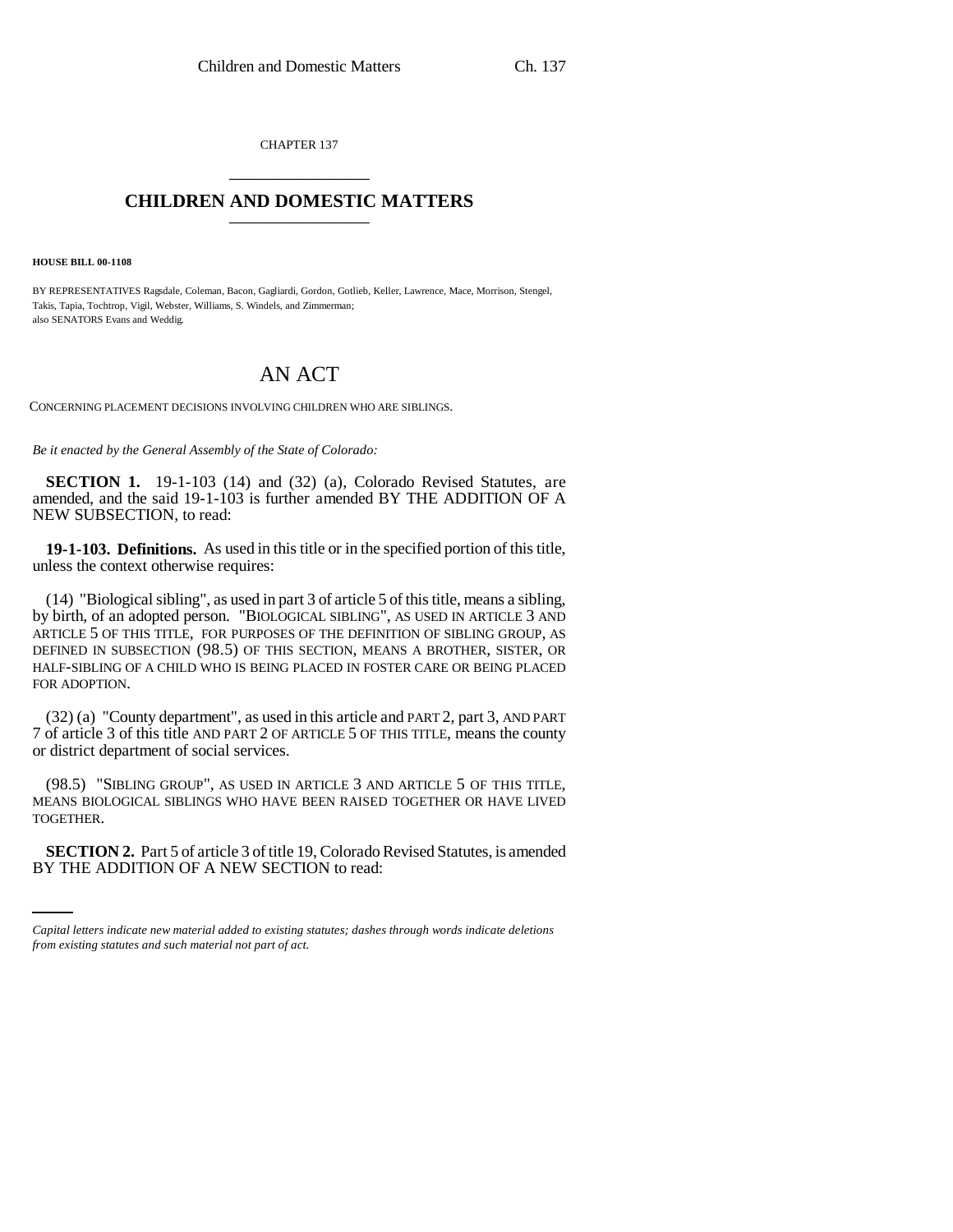CHAPTER 137

# CHILDREN AND DOMESTIC MATTERS

**HOUSE BILL 00-1108**

BY REPRESENTATIVES Ragsdale, Coleman, Bacon, Gagliardi, Gordon, Gotlieb, Keller, Lawrence, Mace, Morrison, Stengel, Takis, Tapia, Tochtrop, Vigil, Webster, Williams, S. Windels, and Zimmerman;
also SENATORS Evans and Weddig.

## AN ACT

CONCERNING PLACEMENT DECISIONS INVOLVING CHILDREN WHO ARE SIBLINGS.

*Be it enacted by the General Assembly of the State of Colorado:*

**SECTION 1.** 19-1-103 (14) and (32) (a), Colorado Revised Statutes, are amended, and the said 19-1-103 is further amended BY THE ADDITION OF A NEW SUBSECTION, to read:

**19-1-103. Definitions.** As used in this title or in the specified portion of this title, unless the context otherwise requires:

(14) "Biological sibling", as used in part 3 of article 5 of this title, means a sibling, by birth, of an adopted person. "BIOLOGICAL SIBLING", AS USED IN ARTICLE 3 AND ARTICLE 5 OF THIS TITLE, FOR PURPOSES OF THE DEFINITION OF SIBLING GROUP, AS DEFINED IN SUBSECTION (98.5) OF THIS SECTION, MEANS A BROTHER, SISTER, OR HALF-SIBLING OF A CHILD WHO IS BEING PLACED IN FOSTER CARE OR BEING PLACED FOR ADOPTION.

(32) (a) "County department", as used in this article and PART 2, part 3, AND PART 7 of article 3 of this title AND PART 2 OF ARTICLE 5 OF THIS TITLE, means the county or district department of social services.

(98.5) "SIBLING GROUP", AS USED IN ARTICLE 3 AND ARTICLE 5 OF THIS TITLE, MEANS BIOLOGICAL SIBLINGS WHO HAVE BEEN RAISED TOGETHER OR HAVE LIVED TOGETHER.

**SECTION 2.** Part 5 of article 3 of title 19, Colorado Revised Statutes, is amended BY THE ADDITION OF A NEW SECTION to read:

*Capital letters indicate new material added to existing statutes; dashes through words indicate deletions from existing statutes and such material not part of act.*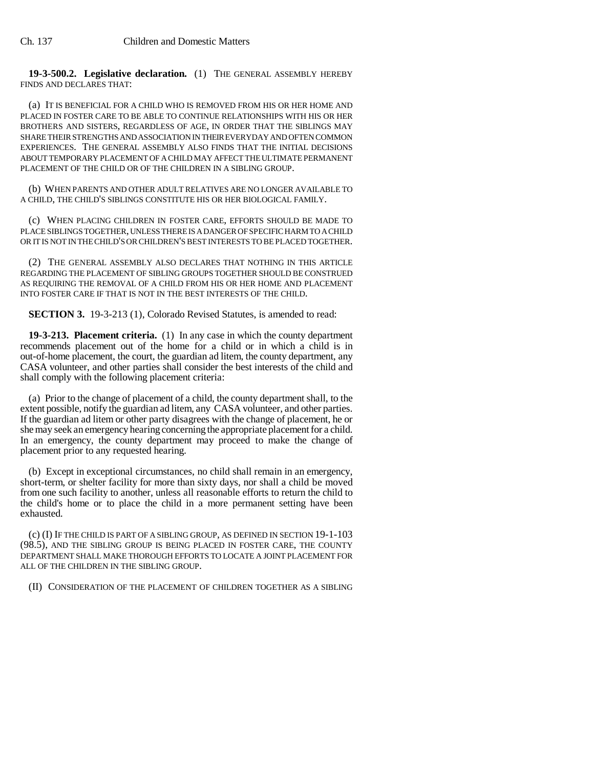**19-3-500.2. Legislative declaration.** (1) THE GENERAL ASSEMBLY HEREBY FINDS AND DECLARES THAT:

(a) IT IS BENEFICIAL FOR A CHILD WHO IS REMOVED FROM HIS OR HER HOME AND PLACED IN FOSTER CARE TO BE ABLE TO CONTINUE RELATIONSHIPS WITH HIS OR HER BROTHERS AND SISTERS, REGARDLESS OF AGE, IN ORDER THAT THE SIBLINGS MAY SHARE THEIR STRENGTHS AND ASSOCIATION IN THEIR EVERYDAY AND OFTEN COMMON EXPERIENCES. THE GENERAL ASSEMBLY ALSO FINDS THAT THE INITIAL DECISIONS ABOUT TEMPORARY PLACEMENT OF A CHILD MAY AFFECT THE ULTIMATE PERMANENT PLACEMENT OF THE CHILD OR OF THE CHILDREN IN A SIBLING GROUP.

(b) WHEN PARENTS AND OTHER ADULT RELATIVES ARE NO LONGER AVAILABLE TO A CHILD, THE CHILD'S SIBLINGS CONSTITUTE HIS OR HER BIOLOGICAL FAMILY.

(c) WHEN PLACING CHILDREN IN FOSTER CARE, EFFORTS SHOULD BE MADE TO PLACE SIBLINGS TOGETHER, UNLESS THERE IS A DANGER OF SPECIFIC HARM TO A CHILD OR IT IS NOT IN THE CHILD'S OR CHILDREN'S BEST INTERESTS TO BE PLACED TOGETHER.

(2) THE GENERAL ASSEMBLY ALSO DECLARES THAT NOTHING IN THIS ARTICLE REGARDING THE PLACEMENT OF SIBLING GROUPS TOGETHER SHOULD BE CONSTRUED AS REQUIRING THE REMOVAL OF A CHILD FROM HIS OR HER HOME AND PLACEMENT INTO FOSTER CARE IF THAT IS NOT IN THE BEST INTERESTS OF THE CHILD.

**SECTION 3.** 19-3-213 (1), Colorado Revised Statutes, is amended to read:

**19-3-213. Placement criteria.** (1) In any case in which the county department recommends placement out of the home for a child or in which a child is in out-of-home placement, the court, the guardian ad litem, the county department, any CASA volunteer, and other parties shall consider the best interests of the child and shall comply with the following placement criteria:

(a) Prior to the change of placement of a child, the county department shall, to the extent possible, notify the guardian ad litem, any CASA volunteer, and other parties. If the guardian ad litem or other party disagrees with the change of placement, he or she may seek an emergency hearing concerning the appropriate placement for a child. In an emergency, the county department may proceed to make the change of placement prior to any requested hearing.

(b) Except in exceptional circumstances, no child shall remain in an emergency, short-term, or shelter facility for more than sixty days, nor shall a child be moved from one such facility to another, unless all reasonable efforts to return the child to the child's home or to place the child in a more permanent setting have been exhausted.

(c) (I) IF THE CHILD IS PART OF A SIBLING GROUP, AS DEFINED IN SECTION 19-1-103 (98.5), AND THE SIBLING GROUP IS BEING PLACED IN FOSTER CARE, THE COUNTY DEPARTMENT SHALL MAKE THOROUGH EFFORTS TO LOCATE A JOINT PLACEMENT FOR ALL OF THE CHILDREN IN THE SIBLING GROUP.

(II) CONSIDERATION OF THE PLACEMENT OF CHILDREN TOGETHER AS A SIBLING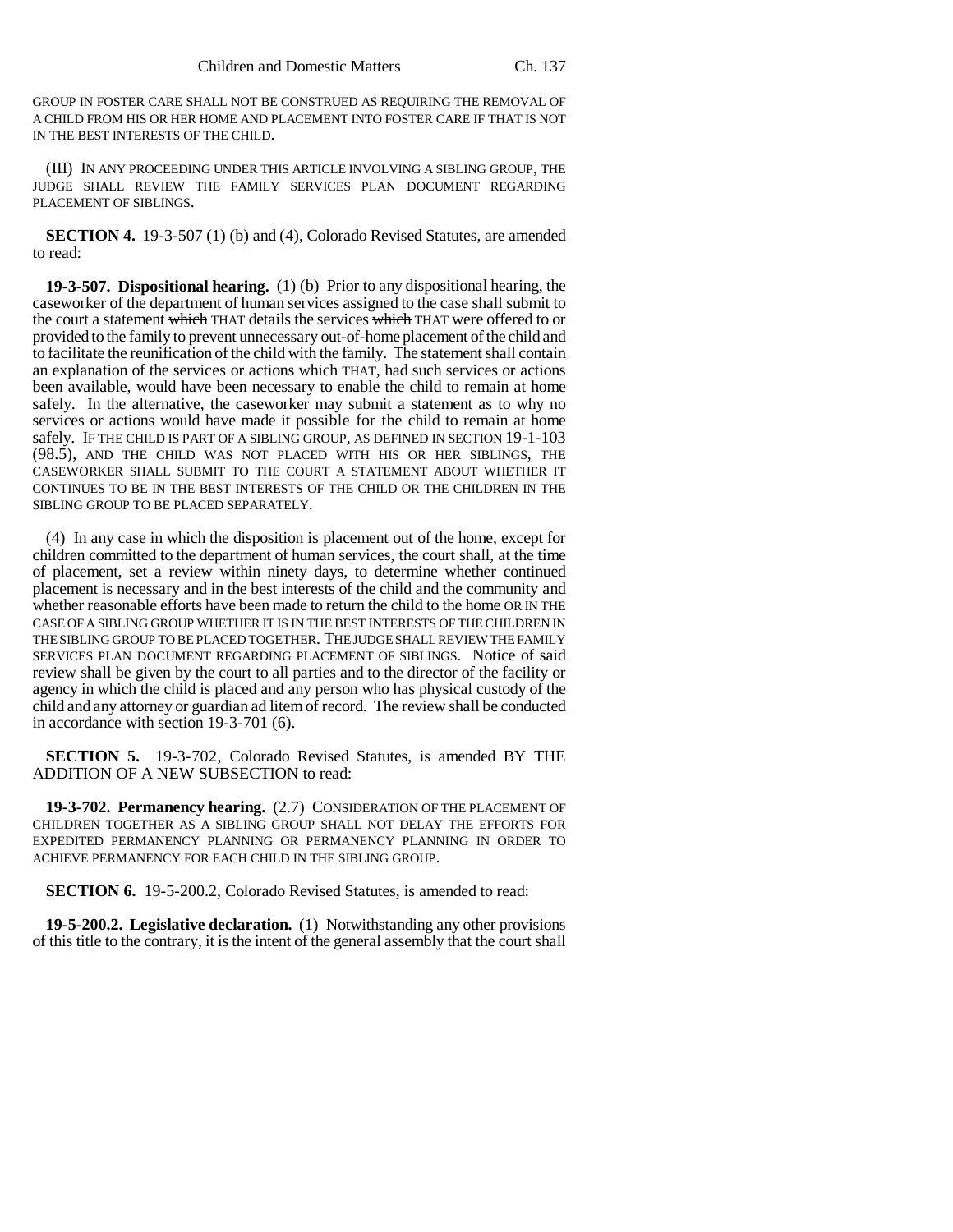GROUP IN FOSTER CARE SHALL NOT BE CONSTRUED AS REQUIRING THE REMOVAL OF A CHILD FROM HIS OR HER HOME AND PLACEMENT INTO FOSTER CARE IF THAT IS NOT IN THE BEST INTERESTS OF THE CHILD.

(III) IN ANY PROCEEDING UNDER THIS ARTICLE INVOLVING A SIBLING GROUP, THE JUDGE SHALL REVIEW THE FAMILY SERVICES PLAN DOCUMENT REGARDING PLACEMENT OF SIBLINGS.

**SECTION 4.** 19-3-507 (1) (b) and (4), Colorado Revised Statutes, are amended to read:

**19-3-507. Dispositional hearing.** (1) (b) Prior to any dispositional hearing, the caseworker of the department of human services assigned to the case shall submit to the court a statement ~~which~~ THAT details the services ~~which~~ THAT were offered to or provided to the family to prevent unnecessary out-of-home placement of the child and to facilitate the reunification of the child with the family. The statement shall contain an explanation of the services or actions ~~which~~ THAT, had such services or actions been available, would have been necessary to enable the child to remain at home safely. In the alternative, the caseworker may submit a statement as to why no services or actions would have made it possible for the child to remain at home safely. IF THE CHILD IS PART OF A SIBLING GROUP, AS DEFINED IN SECTION 19-1-103 (98.5), AND THE CHILD WAS NOT PLACED WITH HIS OR HER SIBLINGS, THE CASEWORKER SHALL SUBMIT TO THE COURT A STATEMENT ABOUT WHETHER IT CONTINUES TO BE IN THE BEST INTERESTS OF THE CHILD OR THE CHILDREN IN THE SIBLING GROUP TO BE PLACED SEPARATELY.

(4) In any case in which the disposition is placement out of the home, except for children committed to the department of human services, the court shall, at the time of placement, set a review within ninety days, to determine whether continued placement is necessary and in the best interests of the child and the community and whether reasonable efforts have been made to return the child to the home OR IN THE CASE OF A SIBLING GROUP WHETHER IT IS IN THE BEST INTERESTS OF THE CHILDREN IN THE SIBLING GROUP TO BE PLACED TOGETHER. THE JUDGE SHALL REVIEW THE FAMILY SERVICES PLAN DOCUMENT REGARDING PLACEMENT OF SIBLINGS. Notice of said review shall be given by the court to all parties and to the director of the facility or agency in which the child is placed and any person who has physical custody of the child and any attorney or guardian ad litem of record. The review shall be conducted in accordance with section 19-3-701 (6).

**SECTION 5.** 19-3-702, Colorado Revised Statutes, is amended BY THE ADDITION OF A NEW SUBSECTION to read:

**19-3-702. Permanency hearing.** (2.7) CONSIDERATION OF THE PLACEMENT OF CHILDREN TOGETHER AS A SIBLING GROUP SHALL NOT DELAY THE EFFORTS FOR EXPEDITED PERMANENCY PLANNING OR PERMANENCY PLANNING IN ORDER TO ACHIEVE PERMANENCY FOR EACH CHILD IN THE SIBLING GROUP.

**SECTION 6.** 19-5-200.2, Colorado Revised Statutes, is amended to read:

**19-5-200.2. Legislative declaration.** (1) Notwithstanding any other provisions of this title to the contrary, it is the intent of the general assembly that the court shall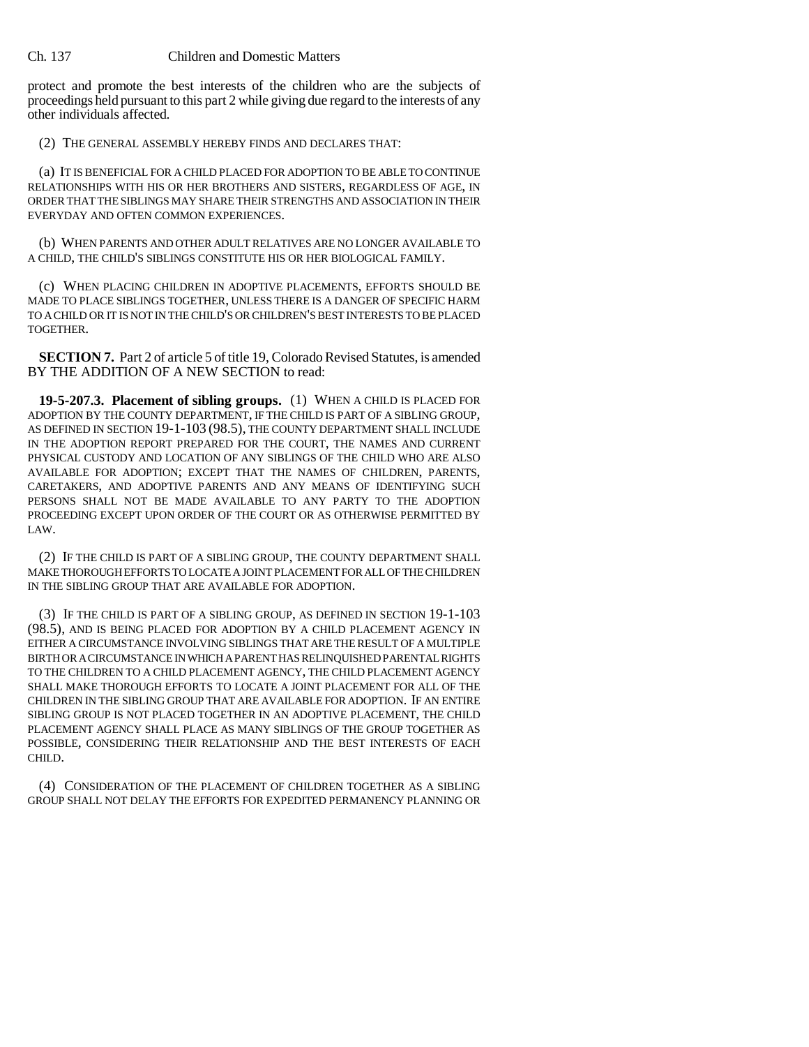protect and promote the best interests of the children who are the subjects of proceedings held pursuant to this part 2 while giving due regard to the interests of any other individuals affected.

(2) THE GENERAL ASSEMBLY HEREBY FINDS AND DECLARES THAT:

(a) IT IS BENEFICIAL FOR A CHILD PLACED FOR ADOPTION TO BE ABLE TO CONTINUE RELATIONSHIPS WITH HIS OR HER BROTHERS AND SISTERS, REGARDLESS OF AGE, IN ORDER THAT THE SIBLINGS MAY SHARE THEIR STRENGTHS AND ASSOCIATION IN THEIR EVERYDAY AND OFTEN COMMON EXPERIENCES.

(b) WHEN PARENTS AND OTHER ADULT RELATIVES ARE NO LONGER AVAILABLE TO A CHILD, THE CHILD'S SIBLINGS CONSTITUTE HIS OR HER BIOLOGICAL FAMILY.

(c) WHEN PLACING CHILDREN IN ADOPTIVE PLACEMENTS, EFFORTS SHOULD BE MADE TO PLACE SIBLINGS TOGETHER, UNLESS THERE IS A DANGER OF SPECIFIC HARM TO A CHILD OR IT IS NOT IN THE CHILD'S OR CHILDREN'S BEST INTERESTS TO BE PLACED TOGETHER.

**SECTION 7.** Part 2 of article 5 of title 19, Colorado Revised Statutes, is amended BY THE ADDITION OF A NEW SECTION to read:

**19-5-207.3. Placement of sibling groups.** (1) WHEN A CHILD IS PLACED FOR ADOPTION BY THE COUNTY DEPARTMENT, IF THE CHILD IS PART OF A SIBLING GROUP, AS DEFINED IN SECTION 19-1-103 (98.5), THE COUNTY DEPARTMENT SHALL INCLUDE IN THE ADOPTION REPORT PREPARED FOR THE COURT, THE NAMES AND CURRENT PHYSICAL CUSTODY AND LOCATION OF ANY SIBLINGS OF THE CHILD WHO ARE ALSO AVAILABLE FOR ADOPTION; EXCEPT THAT THE NAMES OF CHILDREN, PARENTS, CARETAKERS, AND ADOPTIVE PARENTS AND ANY MEANS OF IDENTIFYING SUCH PERSONS SHALL NOT BE MADE AVAILABLE TO ANY PARTY TO THE ADOPTION PROCEEDING EXCEPT UPON ORDER OF THE COURT OR AS OTHERWISE PERMITTED BY LAW.

(2) IF THE CHILD IS PART OF A SIBLING GROUP, THE COUNTY DEPARTMENT SHALL MAKE THOROUGH EFFORTS TO LOCATE A JOINT PLACEMENT FOR ALL OF THE CHILDREN IN THE SIBLING GROUP THAT ARE AVAILABLE FOR ADOPTION.

(3) IF THE CHILD IS PART OF A SIBLING GROUP, AS DEFINED IN SECTION 19-1-103 (98.5), AND IS BEING PLACED FOR ADOPTION BY A CHILD PLACEMENT AGENCY IN EITHER A CIRCUMSTANCE INVOLVING SIBLINGS THAT ARE THE RESULT OF A MULTIPLE BIRTH OR A CIRCUMSTANCE IN WHICH A PARENT HAS RELINQUISHED PARENTAL RIGHTS TO THE CHILDREN TO A CHILD PLACEMENT AGENCY, THE CHILD PLACEMENT AGENCY SHALL MAKE THOROUGH EFFORTS TO LOCATE A JOINT PLACEMENT FOR ALL OF THE CHILDREN IN THE SIBLING GROUP THAT ARE AVAILABLE FOR ADOPTION. IF AN ENTIRE SIBLING GROUP IS NOT PLACED TOGETHER IN AN ADOPTIVE PLACEMENT, THE CHILD PLACEMENT AGENCY SHALL PLACE AS MANY SIBLINGS OF THE GROUP TOGETHER AS POSSIBLE, CONSIDERING THEIR RELATIONSHIP AND THE BEST INTERESTS OF EACH CHILD.

(4) CONSIDERATION OF THE PLACEMENT OF CHILDREN TOGETHER AS A SIBLING GROUP SHALL NOT DELAY THE EFFORTS FOR EXPEDITED PERMANENCY PLANNING OR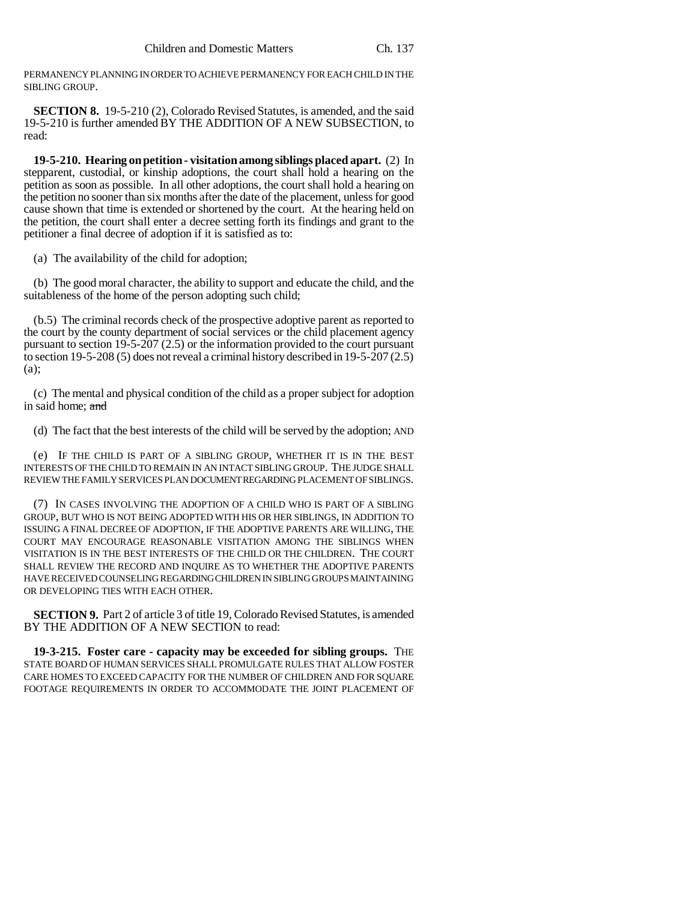PERMANENCY PLANNING IN ORDER TO ACHIEVE PERMANENCY FOR EACH CHILD IN THE SIBLING GROUP.

**SECTION 8.** 19-5-210 (2), Colorado Revised Statutes, is amended, and the said 19-5-210 is further amended BY THE ADDITION OF A NEW SUBSECTION, to read:

**19-5-210. Hearing on petition - visitation among siblings placed apart.** (2) In stepparent, custodial, or kinship adoptions, the court shall hold a hearing on the petition as soon as possible. In all other adoptions, the court shall hold a hearing on the petition no sooner than six months after the date of the placement, unless for good cause shown that time is extended or shortened by the court. At the hearing held on the petition, the court shall enter a decree setting forth its findings and grant to the petitioner a final decree of adoption if it is satisfied as to:

(a) The availability of the child for adoption;

(b) The good moral character, the ability to support and educate the child, and the suitableness of the home of the person adopting such child;

(b.5) The criminal records check of the prospective adoptive parent as reported to the court by the county department of social services or the child placement agency pursuant to section 19-5-207 (2.5) or the information provided to the court pursuant to section 19-5-208 (5) does not reveal a criminal history described in 19-5-207 (2.5) (a);

(c) The mental and physical condition of the child as a proper subject for adoption in said home; ~~and~~

(d) The fact that the best interests of the child will be served by the adoption; AND

(e) IF THE CHILD IS PART OF A SIBLING GROUP, WHETHER IT IS IN THE BEST INTERESTS OF THE CHILD TO REMAIN IN AN INTACT SIBLING GROUP. THE JUDGE SHALL REVIEW THE FAMILY SERVICES PLAN DOCUMENT REGARDING PLACEMENT OF SIBLINGS.

(7) IN CASES INVOLVING THE ADOPTION OF A CHILD WHO IS PART OF A SIBLING GROUP, BUT WHO IS NOT BEING ADOPTED WITH HIS OR HER SIBLINGS, IN ADDITION TO ISSUING A FINAL DECREE OF ADOPTION, IF THE ADOPTIVE PARENTS ARE WILLING, THE COURT MAY ENCOURAGE REASONABLE VISITATION AMONG THE SIBLINGS WHEN VISITATION IS IN THE BEST INTERESTS OF THE CHILD OR THE CHILDREN. THE COURT SHALL REVIEW THE RECORD AND INQUIRE AS TO WHETHER THE ADOPTIVE PARENTS HAVE RECEIVED COUNSELING REGARDING CHILDREN IN SIBLING GROUPS MAINTAINING OR DEVELOPING TIES WITH EACH OTHER.

**SECTION 9.** Part 2 of article 3 of title 19, Colorado Revised Statutes, is amended BY THE ADDITION OF A NEW SECTION to read:

**19-3-215. Foster care - capacity may be exceeded for sibling groups.** THE STATE BOARD OF HUMAN SERVICES SHALL PROMULGATE RULES THAT ALLOW FOSTER CARE HOMES TO EXCEED CAPACITY FOR THE NUMBER OF CHILDREN AND FOR SQUARE FOOTAGE REQUIREMENTS IN ORDER TO ACCOMMODATE THE JOINT PLACEMENT OF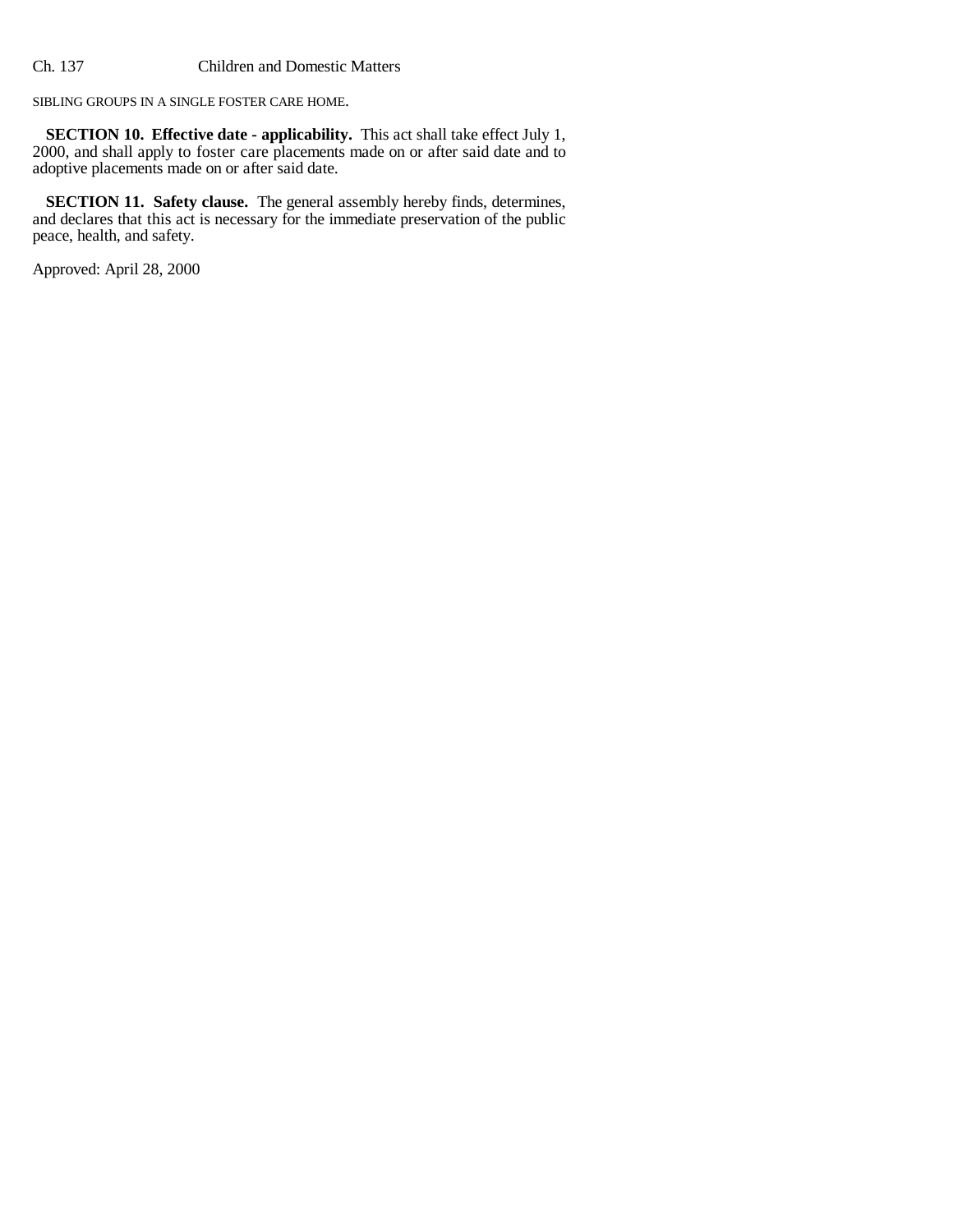SIBLING GROUPS IN A SINGLE FOSTER CARE HOME.

**SECTION 10. Effective date - applicability.** This act shall take effect July 1, 2000, and shall apply to foster care placements made on or after said date and to adoptive placements made on or after said date.

**SECTION 11. Safety clause.** The general assembly hereby finds, determines, and declares that this act is necessary for the immediate preservation of the public peace, health, and safety.

Approved: April 28, 2000